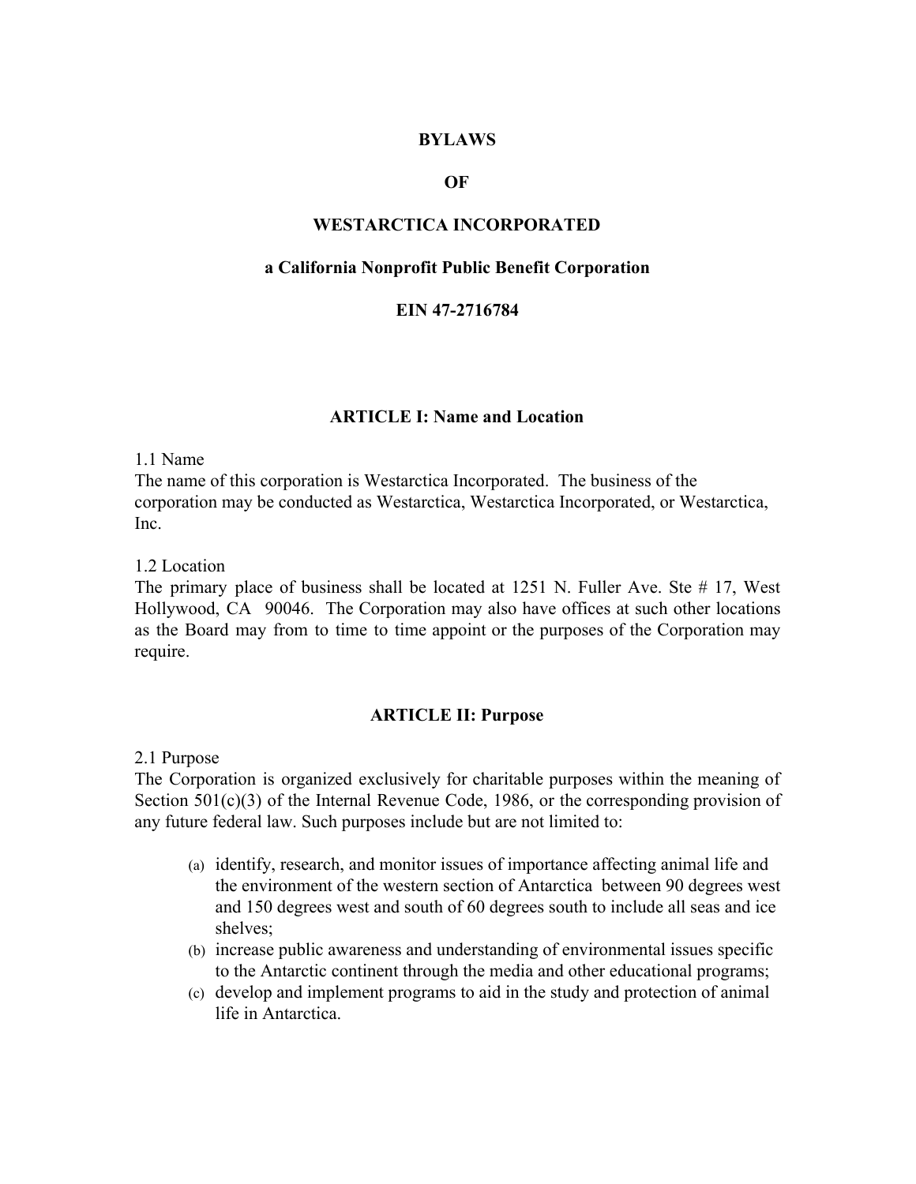# BYLAWS

# OF

# WESTARCTICA INCORPORATED

## a California Nonprofit Public Benefit Corporation

## EIN 47-2716784

### ARTICLE I: Name and Location

1.1 Name
The name of this corporation is Westarctica Incorporated. The business of the corporation may be conducted as Westarctica, Westarctica Incorporated, or Westarctica, Inc.

1.2 Location
The primary place of business shall be located at 1251 N. Fuller Ave. Ste # 17, West Hollywood, CA 90046. The Corporation may also have offices at such other locations as the Board may from to time to time appoint or the purposes of the Corporation may require.

### ARTICLE II: Purpose

2.1 Purpose
The Corporation is organized exclusively for charitable purposes within the meaning of Section 501(c)(3) of the Internal Revenue Code, 1986, or the corresponding provision of any future federal law. Such purposes include but are not limited to:

(a) identify, research, and monitor issues of importance affecting animal life and the environment of the western section of Antarctica between 90 degrees west and 150 degrees west and south of 60 degrees south to include all seas and ice shelves;

(b) increase public awareness and understanding of environmental issues specific to the Antarctic continent through the media and other educational programs;

(c) develop and implement programs to aid in the study and protection of animal life in Antarctica.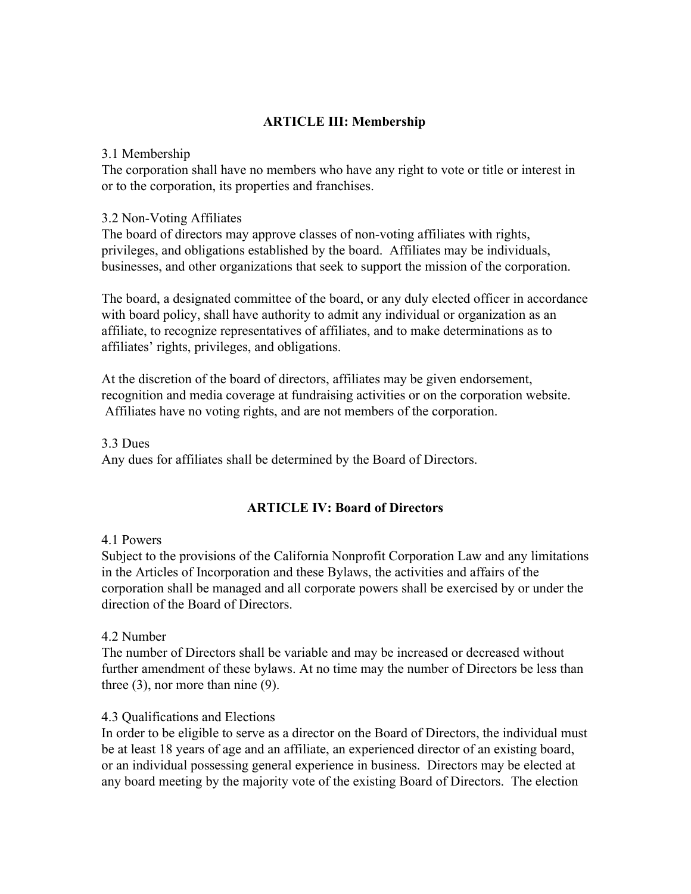## ARTICLE III: Membership

3.1 Membership
The corporation shall have no members who have any right to vote or title or interest in or to the corporation, its properties and franchises.

3.2 Non-Voting Affiliates
The board of directors may approve classes of non-voting affiliates with rights, privileges, and obligations established by the board. Affiliates may be individuals, businesses, and other organizations that seek to support the mission of the corporation.

The board, a designated committee of the board, or any duly elected officer in accordance with board policy, shall have authority to admit any individual or organization as an affiliate, to recognize representatives of affiliates, and to make determinations as to affiliates' rights, privileges, and obligations.

At the discretion of the board of directors, affiliates may be given endorsement, recognition and media coverage at fundraising activities or on the corporation website. Affiliates have no voting rights, and are not members of the corporation.

3.3 Dues
Any dues for affiliates shall be determined by the Board of Directors.

## ARTICLE IV: Board of Directors

4.1 Powers
Subject to the provisions of the California Nonprofit Corporation Law and any limitations in the Articles of Incorporation and these Bylaws, the activities and affairs of the corporation shall be managed and all corporate powers shall be exercised by or under the direction of the Board of Directors.

4.2 Number
The number of Directors shall be variable and may be increased or decreased without further amendment of these bylaws. At no time may the number of Directors be less than three (3), nor more than nine (9).

4.3 Qualifications and Elections
In order to be eligible to serve as a director on the Board of Directors, the individual must be at least 18 years of age and an affiliate, an experienced director of an existing board, or an individual possessing general experience in business. Directors may be elected at any board meeting by the majority vote of the existing Board of Directors. The election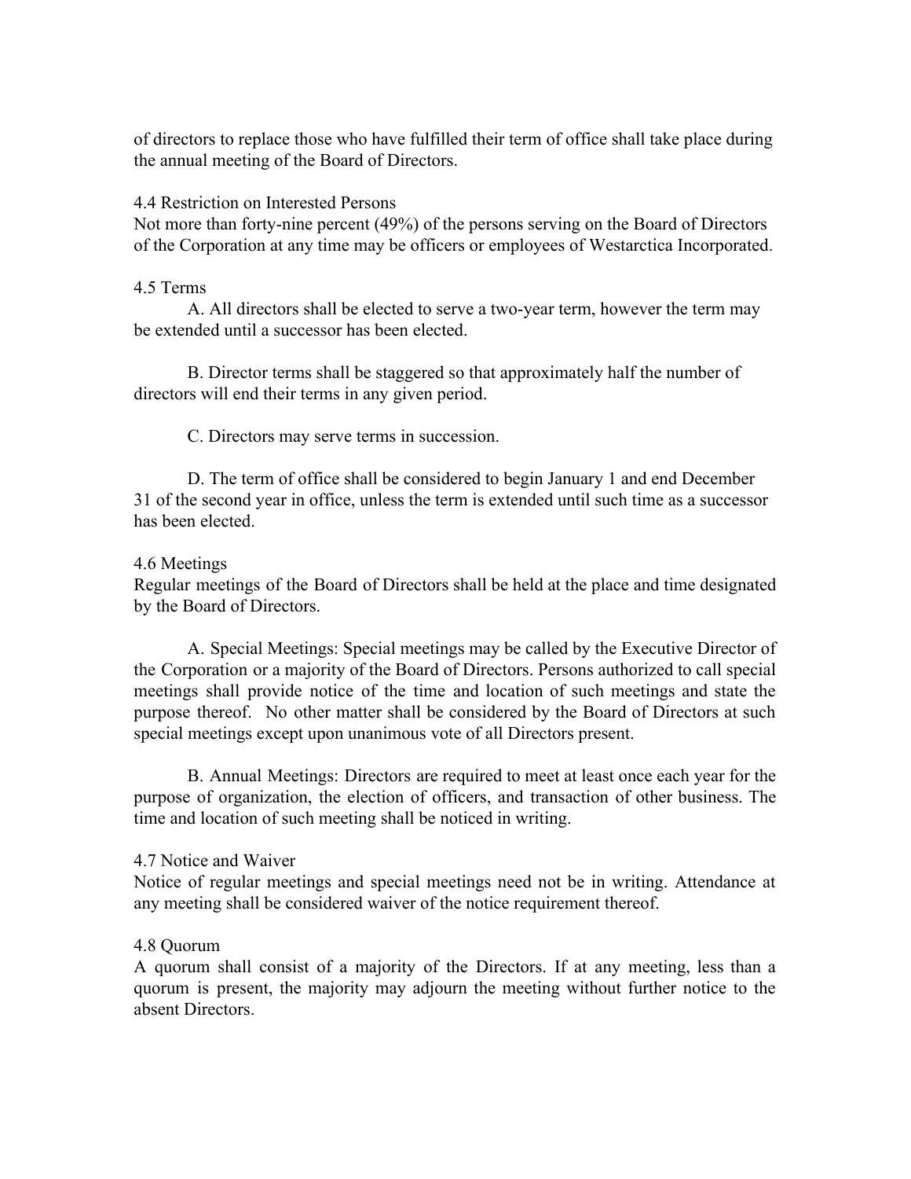of directors to replace those who have fulfilled their term of office shall take place during the annual meeting of the Board of Directors.

### 4.4 Restriction on Interested Persons

Not more than forty-nine percent (49%) of the persons serving on the Board of Directors of the Corporation at any time may be officers or employees of Westarctica Incorporated.

### 4.5 Terms

A. All directors shall be elected to serve a two-year term, however the term may be extended until a successor has been elected.

B. Director terms shall be staggered so that approximately half the number of directors will end their terms in any given period.

C. Directors may serve terms in succession.

D. The term of office shall be considered to begin January 1 and end December 31 of the second year in office, unless the term is extended until such time as a successor has been elected.

### 4.6 Meetings

Regular meetings of the Board of Directors shall be held at the place and time designated by the Board of Directors.

A. Special Meetings: Special meetings may be called by the Executive Director of the Corporation or a majority of the Board of Directors. Persons authorized to call special meetings shall provide notice of the time and location of such meetings and state the purpose thereof. No other matter shall be considered by the Board of Directors at such special meetings except upon unanimous vote of all Directors present.

B. Annual Meetings: Directors are required to meet at least once each year for the purpose of organization, the election of officers, and transaction of other business. The time and location of such meeting shall be noticed in writing.

### 4.7 Notice and Waiver

Notice of regular meetings and special meetings need not be in writing. Attendance at any meeting shall be considered waiver of the notice requirement thereof.

### 4.8 Quorum

A quorum shall consist of a majority of the Directors. If at any meeting, less than a quorum is present, the majority may adjourn the meeting without further notice to the absent Directors.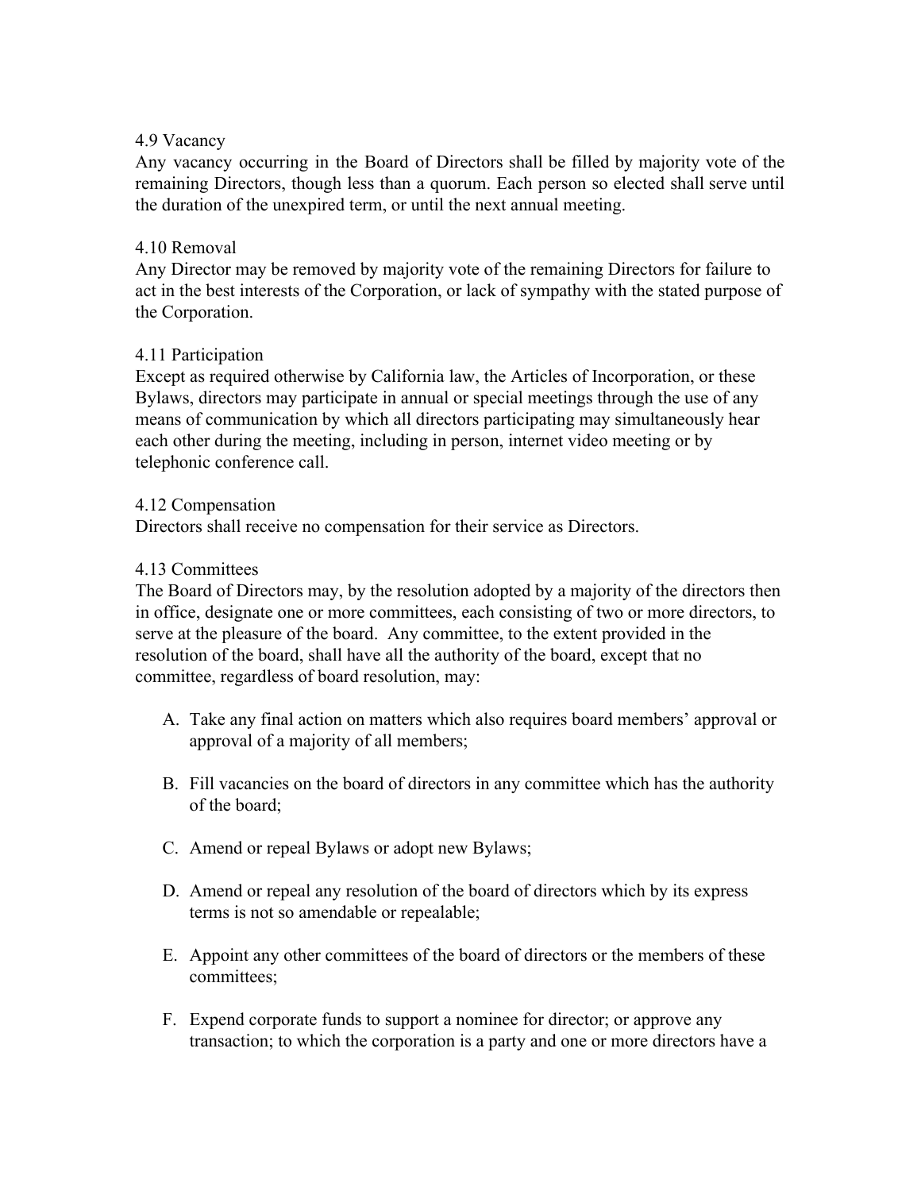4.9 Vacancy

Any vacancy occurring in the Board of Directors shall be filled by majority vote of the remaining Directors, though less than a quorum. Each person so elected shall serve until the duration of the unexpired term, or until the next annual meeting.

4.10 Removal

Any Director may be removed by majority vote of the remaining Directors for failure to act in the best interests of the Corporation, or lack of sympathy with the stated purpose of the Corporation.

4.11 Participation

Except as required otherwise by California law, the Articles of Incorporation, or these Bylaws, directors may participate in annual or special meetings through the use of any means of communication by which all directors participating may simultaneously hear each other during the meeting, including in person, internet video meeting or by telephonic conference call.

4.12 Compensation

Directors shall receive no compensation for their service as Directors.

4.13 Committees

The Board of Directors may, by the resolution adopted by a majority of the directors then in office, designate one or more committees, each consisting of two or more directors, to serve at the pleasure of the board. Any committee, to the extent provided in the resolution of the board, shall have all the authority of the board, except that no committee, regardless of board resolution, may:

A. Take any final action on matters which also requires board members' approval or approval of a majority of all members;

B. Fill vacancies on the board of directors in any committee which has the authority of the board;

C. Amend or repeal Bylaws or adopt new Bylaws;

D. Amend or repeal any resolution of the board of directors which by its express terms is not so amendable or repealable;

E. Appoint any other committees of the board of directors or the members of these committees;

F. Expend corporate funds to support a nominee for director; or approve any transaction; to which the corporation is a party and one or more directors have a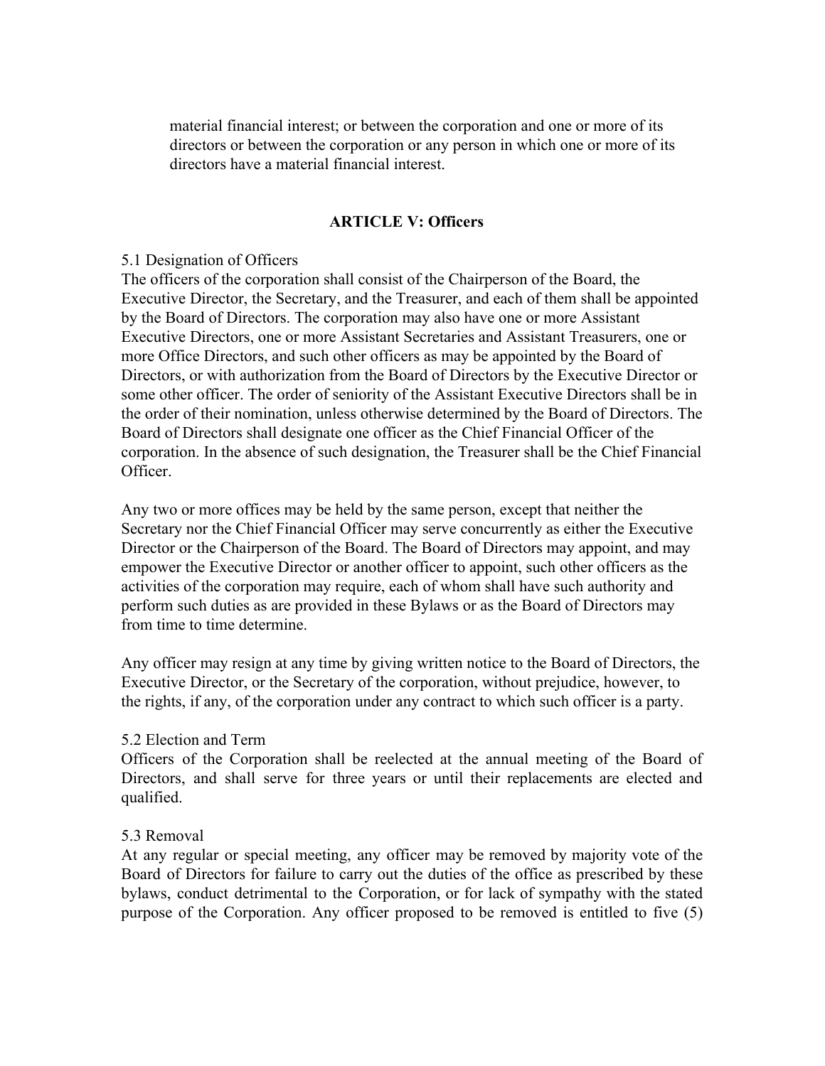material financial interest; or between the corporation and one or more of its directors or between the corporation or any person in which one or more of its directors have a material financial interest.

## ARTICLE V: Officers

5.1 Designation of Officers
The officers of the corporation shall consist of the Chairperson of the Board, the Executive Director, the Secretary, and the Treasurer, and each of them shall be appointed by the Board of Directors. The corporation may also have one or more Assistant Executive Directors, one or more Assistant Secretaries and Assistant Treasurers, one or more Office Directors, and such other officers as may be appointed by the Board of Directors, or with authorization from the Board of Directors by the Executive Director or some other officer. The order of seniority of the Assistant Executive Directors shall be in the order of their nomination, unless otherwise determined by the Board of Directors. The Board of Directors shall designate one officer as the Chief Financial Officer of the corporation. In the absence of such designation, the Treasurer shall be the Chief Financial Officer.

Any two or more offices may be held by the same person, except that neither the Secretary nor the Chief Financial Officer may serve concurrently as either the Executive Director or the Chairperson of the Board. The Board of Directors may appoint, and may empower the Executive Director or another officer to appoint, such other officers as the activities of the corporation may require, each of whom shall have such authority and perform such duties as are provided in these Bylaws or as the Board of Directors may from time to time determine.

Any officer may resign at any time by giving written notice to the Board of Directors, the Executive Director, or the Secretary of the corporation, without prejudice, however, to the rights, if any, of the corporation under any contract to which such officer is a party.

5.2 Election and Term
Officers of the Corporation shall be reelected at the annual meeting of the Board of Directors, and shall serve for three years or until their replacements are elected and qualified.

5.3 Removal
At any regular or special meeting, any officer may be removed by majority vote of the Board of Directors for failure to carry out the duties of the office as prescribed by these bylaws, conduct detrimental to the Corporation, or for lack of sympathy with the stated purpose of the Corporation. Any officer proposed to be removed is entitled to five (5)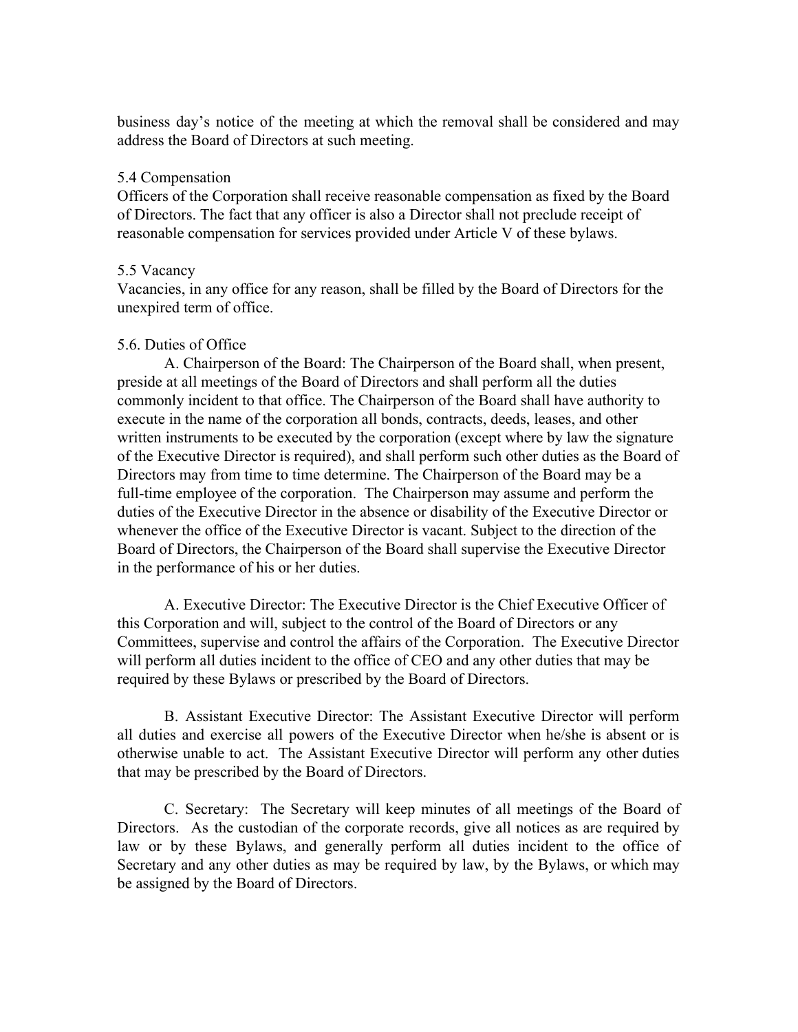business day's notice of the meeting at which the removal shall be considered and may address the Board of Directors at such meeting.

5.4 Compensation

Officers of the Corporation shall receive reasonable compensation as fixed by the Board of Directors. The fact that any officer is also a Director shall not preclude receipt of reasonable compensation for services provided under Article V of these bylaws.

5.5 Vacancy

Vacancies, in any office for any reason, shall be filled by the Board of Directors for the unexpired term of office.

5.6. Duties of Office

A. Chairperson of the Board: The Chairperson of the Board shall, when present, preside at all meetings of the Board of Directors and shall perform all the duties commonly incident to that office. The Chairperson of the Board shall have authority to execute in the name of the corporation all bonds, contracts, deeds, leases, and other written instruments to be executed by the corporation (except where by law the signature of the Executive Director is required), and shall perform such other duties as the Board of Directors may from time to time determine. The Chairperson of the Board may be a full-time employee of the corporation. The Chairperson may assume and perform the duties of the Executive Director in the absence or disability of the Executive Director or whenever the office of the Executive Director is vacant. Subject to the direction of the Board of Directors, the Chairperson of the Board shall supervise the Executive Director in the performance of his or her duties.

A. Executive Director: The Executive Director is the Chief Executive Officer of this Corporation and will, subject to the control of the Board of Directors or any Committees, supervise and control the affairs of the Corporation. The Executive Director will perform all duties incident to the office of CEO and any other duties that may be required by these Bylaws or prescribed by the Board of Directors.

B. Assistant Executive Director: The Assistant Executive Director will perform all duties and exercise all powers of the Executive Director when he/she is absent or is otherwise unable to act. The Assistant Executive Director will perform any other duties that may be prescribed by the Board of Directors.

C. Secretary: The Secretary will keep minutes of all meetings of the Board of Directors. As the custodian of the corporate records, give all notices as are required by law or by these Bylaws, and generally perform all duties incident to the office of Secretary and any other duties as may be required by law, by the Bylaws, or which may be assigned by the Board of Directors.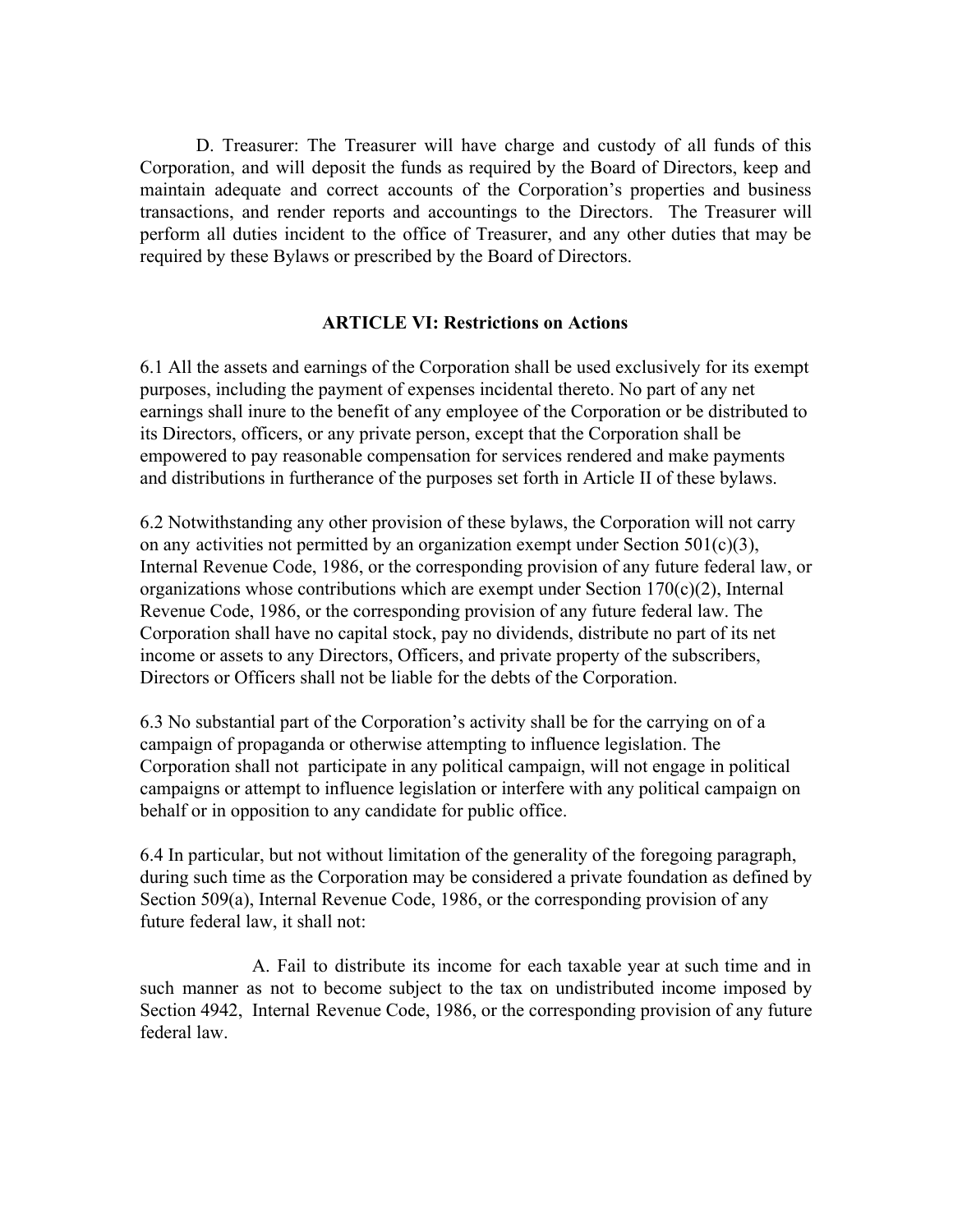D. Treasurer: The Treasurer will have charge and custody of all funds of this Corporation, and will deposit the funds as required by the Board of Directors, keep and maintain adequate and correct accounts of the Corporation's properties and business transactions, and render reports and accountings to the Directors. The Treasurer will perform all duties incident to the office of Treasurer, and any other duties that may be required by these Bylaws or prescribed by the Board of Directors.

## ARTICLE VI: Restrictions on Actions

6.1 All the assets and earnings of the Corporation shall be used exclusively for its exempt purposes, including the payment of expenses incidental thereto. No part of any net earnings shall inure to the benefit of any employee of the Corporation or be distributed to its Directors, officers, or any private person, except that the Corporation shall be empowered to pay reasonable compensation for services rendered and make payments and distributions in furtherance of the purposes set forth in Article II of these bylaws.

6.2 Notwithstanding any other provision of these bylaws, the Corporation will not carry on any activities not permitted by an organization exempt under Section 501(c)(3), Internal Revenue Code, 1986, or the corresponding provision of any future federal law, or organizations whose contributions which are exempt under Section 170(c)(2), Internal Revenue Code, 1986, or the corresponding provision of any future federal law. The Corporation shall have no capital stock, pay no dividends, distribute no part of its net income or assets to any Directors, Officers, and private property of the subscribers, Directors or Officers shall not be liable for the debts of the Corporation.

6.3 No substantial part of the Corporation's activity shall be for the carrying on of a campaign of propaganda or otherwise attempting to influence legislation. The Corporation shall not participate in any political campaign, will not engage in political campaigns or attempt to influence legislation or interfere with any political campaign on behalf or in opposition to any candidate for public office.

6.4 In particular, but not without limitation of the generality of the foregoing paragraph, during such time as the Corporation may be considered a private foundation as defined by Section 509(a), Internal Revenue Code, 1986, or the corresponding provision of any future federal law, it shall not:

A. Fail to distribute its income for each taxable year at such time and in such manner as not to become subject to the tax on undistributed income imposed by Section 4942, Internal Revenue Code, 1986, or the corresponding provision of any future federal law.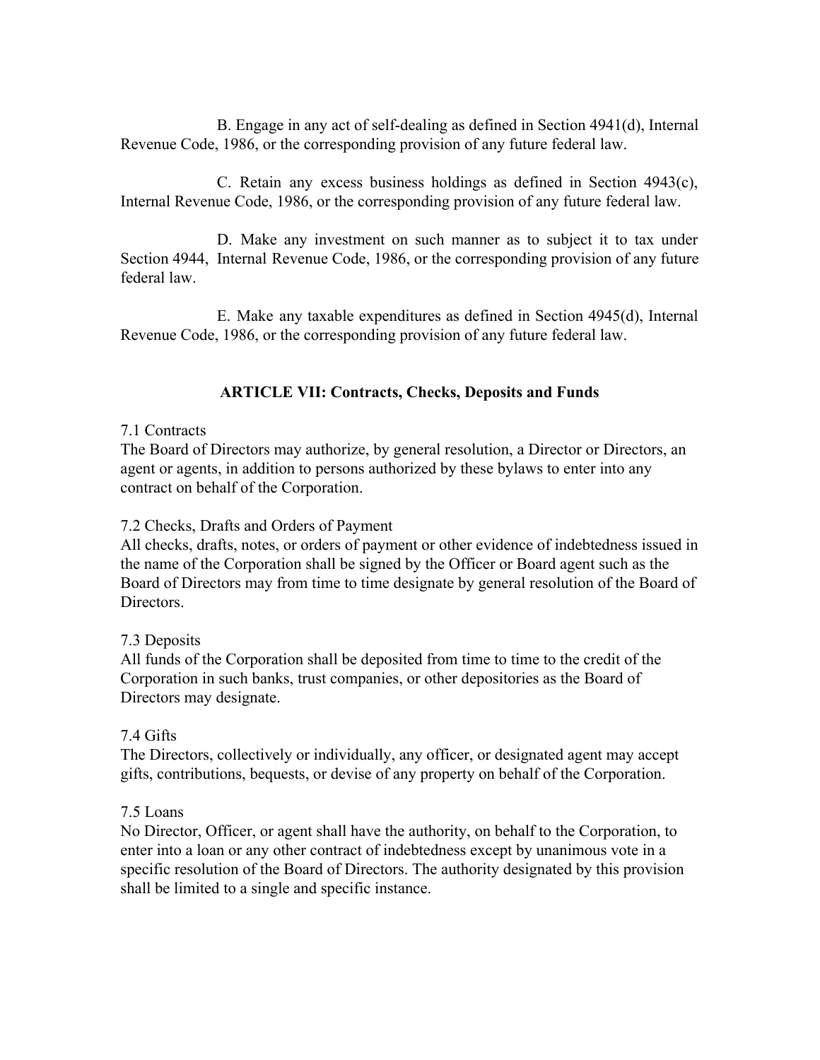B. Engage in any act of self-dealing as defined in Section 4941(d), Internal Revenue Code, 1986, or the corresponding provision of any future federal law.

C. Retain any excess business holdings as defined in Section 4943(c), Internal Revenue Code, 1986, or the corresponding provision of any future federal law.

D. Make any investment on such manner as to subject it to tax under Section 4944, Internal Revenue Code, 1986, or the corresponding provision of any future federal law.

E. Make any taxable expenditures as defined in Section 4945(d), Internal Revenue Code, 1986, or the corresponding provision of any future federal law.

## ARTICLE VII: Contracts, Checks, Deposits and Funds

7.1 Contracts
The Board of Directors may authorize, by general resolution, a Director or Directors, an agent or agents, in addition to persons authorized by these bylaws to enter into any contract on behalf of the Corporation.

7.2 Checks, Drafts and Orders of Payment
All checks, drafts, notes, or orders of payment or other evidence of indebtedness issued in the name of the Corporation shall be signed by the Officer or Board agent such as the Board of Directors may from time to time designate by general resolution of the Board of Directors.

7.3 Deposits
All funds of the Corporation shall be deposited from time to time to the credit of the Corporation in such banks, trust companies, or other depositories as the Board of Directors may designate.

7.4 Gifts
The Directors, collectively or individually, any officer, or designated agent may accept gifts, contributions, bequests, or devise of any property on behalf of the Corporation.

7.5 Loans
No Director, Officer, or agent shall have the authority, on behalf to the Corporation, to enter into a loan or any other contract of indebtedness except by unanimous vote in a specific resolution of the Board of Directors. The authority designated by this provision shall be limited to a single and specific instance.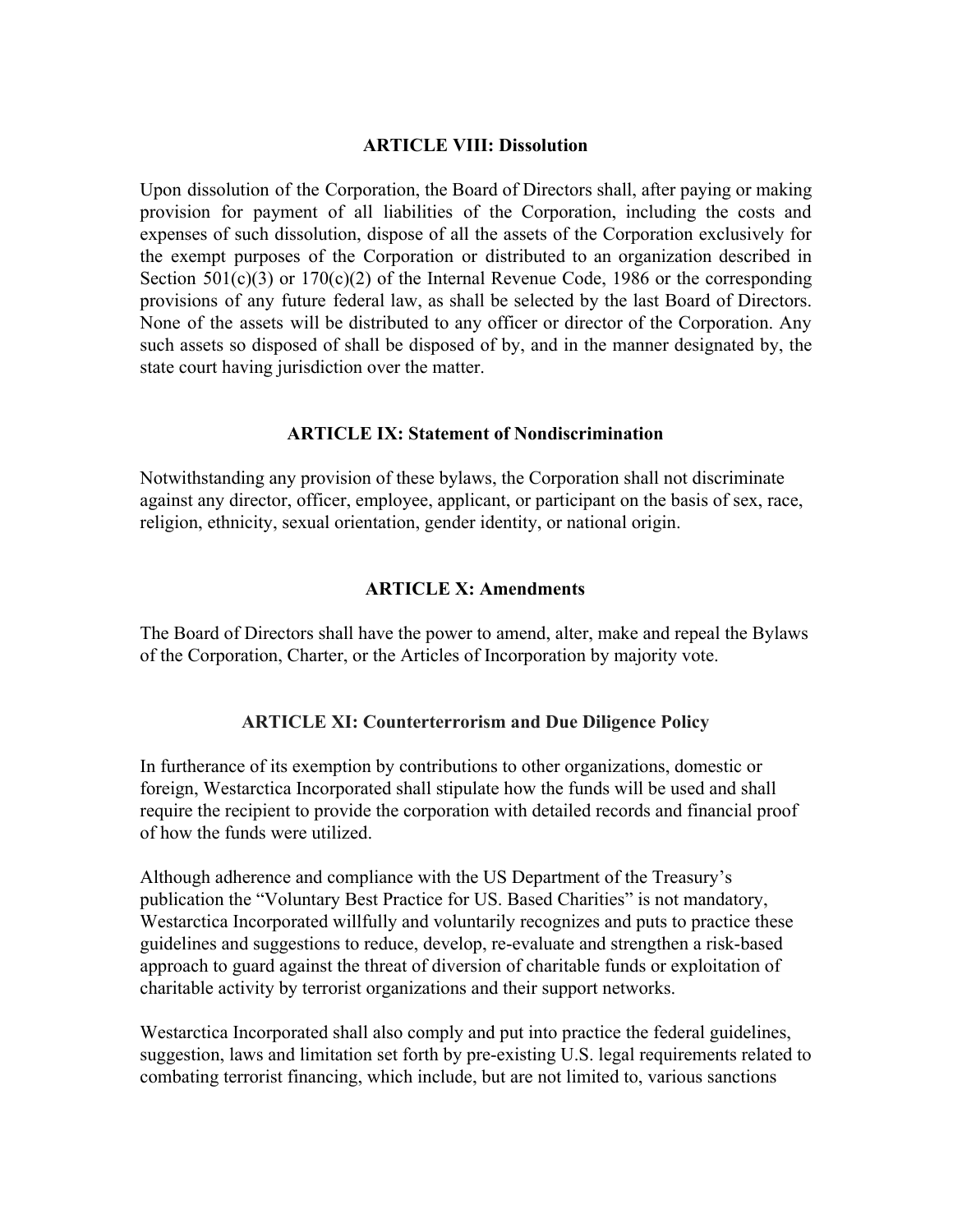### ARTICLE VIII: Dissolution

Upon dissolution of the Corporation, the Board of Directors shall, after paying or making provision for payment of all liabilities of the Corporation, including the costs and expenses of such dissolution, dispose of all the assets of the Corporation exclusively for the exempt purposes of the Corporation or distributed to an organization described in Section 501(c)(3) or 170(c)(2) of the Internal Revenue Code, 1986 or the corresponding provisions of any future federal law, as shall be selected by the last Board of Directors. None of the assets will be distributed to any officer or director of the Corporation. Any such assets so disposed of shall be disposed of by, and in the manner designated by, the state court having jurisdiction over the matter.

### ARTICLE IX: Statement of Nondiscrimination

Notwithstanding any provision of these bylaws, the Corporation shall not discriminate against any director, officer, employee, applicant, or participant on the basis of sex, race, religion, ethnicity, sexual orientation, gender identity, or national origin.

### ARTICLE X: Amendments

The Board of Directors shall have the power to amend, alter, make and repeal the Bylaws of the Corporation, Charter, or the Articles of Incorporation by majority vote.

### ARTICLE XI: Counterterrorism and Due Diligence Policy

In furtherance of its exemption by contributions to other organizations, domestic or foreign, Westarctica Incorporated shall stipulate how the funds will be used and shall require the recipient to provide the corporation with detailed records and financial proof of how the funds were utilized.

Although adherence and compliance with the US Department of the Treasury's publication the "Voluntary Best Practice for US. Based Charities" is not mandatory, Westarctica Incorporated willfully and voluntarily recognizes and puts to practice these guidelines and suggestions to reduce, develop, re-evaluate and strengthen a risk-based approach to guard against the threat of diversion of charitable funds or exploitation of charitable activity by terrorist organizations and their support networks.

Westarctica Incorporated shall also comply and put into practice the federal guidelines, suggestion, laws and limitation set forth by pre-existing U.S. legal requirements related to combating terrorist financing, which include, but are not limited to, various sanctions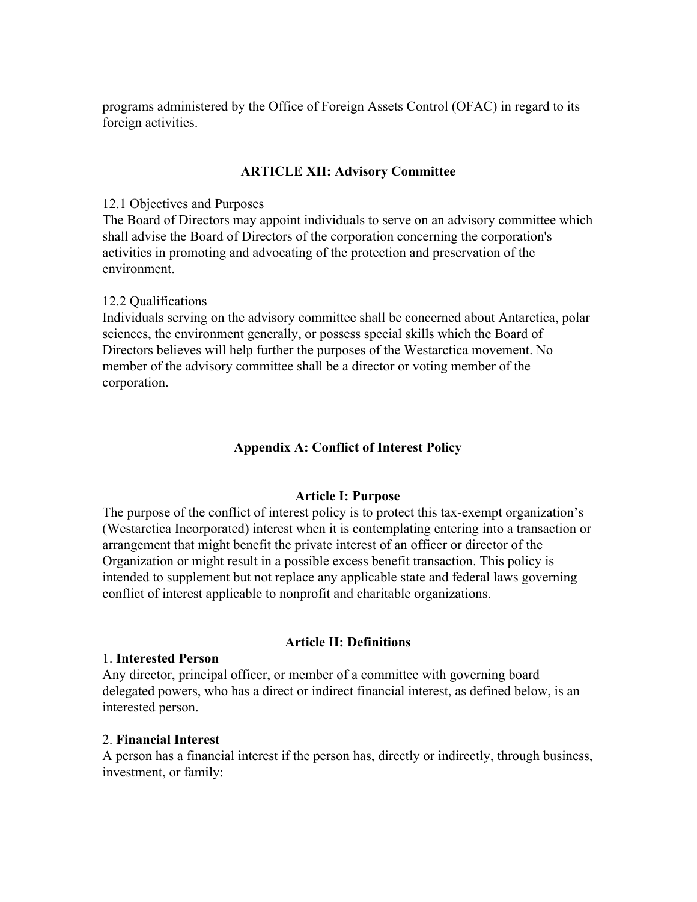programs administered by the Office of Foreign Assets Control (OFAC) in regard to its foreign activities.

## ARTICLE XII: Advisory Committee

12.1 Objectives and Purposes
The Board of Directors may appoint individuals to serve on an advisory committee which shall advise the Board of Directors of the corporation concerning the corporation's activities in promoting and advocating of the protection and preservation of the environment.

12.2 Qualifications
Individuals serving on the advisory committee shall be concerned about Antarctica, polar sciences, the environment generally, or possess special skills which the Board of Directors believes will help further the purposes of the Westarctica movement. No member of the advisory committee shall be a director or voting member of the corporation.

# Appendix A: Conflict of Interest Policy

## Article I: Purpose

The purpose of the conflict of interest policy is to protect this tax-exempt organization's (Westarctica Incorporated) interest when it is contemplating entering into a transaction or arrangement that might benefit the private interest of an officer or director of the Organization or might result in a possible excess benefit transaction. This policy is intended to supplement but not replace any applicable state and federal laws governing conflict of interest applicable to nonprofit and charitable organizations.

## Article II: Definitions

1. **Interested Person**
Any director, principal officer, or member of a committee with governing board delegated powers, who has a direct or indirect financial interest, as defined below, is an interested person.

2. **Financial Interest**
A person has a financial interest if the person has, directly or indirectly, through business, investment, or family: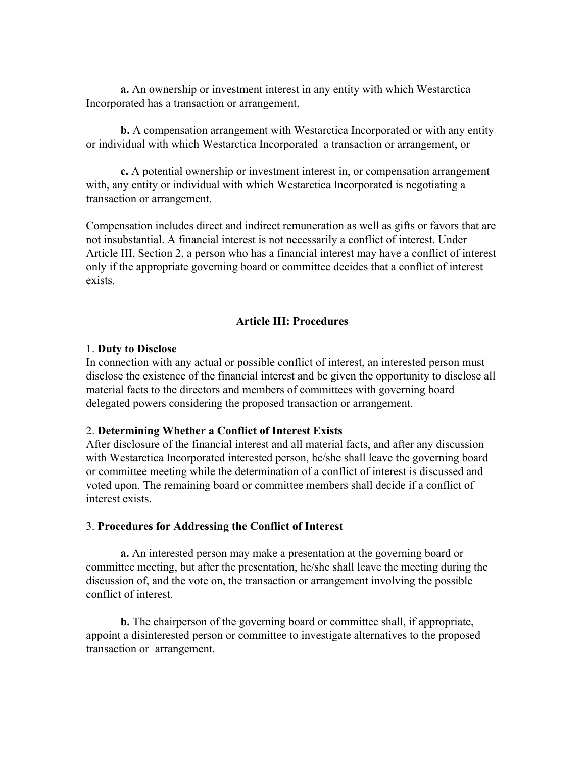**a.** An ownership or investment interest in any entity with which Westarctica Incorporated has a transaction or arrangement,

**b.** A compensation arrangement with Westarctica Incorporated or with any entity or individual with which Westarctica Incorporated a transaction or arrangement, or

**c.** A potential ownership or investment interest in, or compensation arrangement with, any entity or individual with which Westarctica Incorporated is negotiating a transaction or arrangement.

Compensation includes direct and indirect remuneration as well as gifts or favors that are not insubstantial. A financial interest is not necessarily a conflict of interest. Under Article III, Section 2, a person who has a financial interest may have a conflict of interest only if the appropriate governing board or committee decides that a conflict of interest exists.

## Article III: Procedures

1. **Duty to Disclose**
In connection with any actual or possible conflict of interest, an interested person must disclose the existence of the financial interest and be given the opportunity to disclose all material facts to the directors and members of committees with governing board delegated powers considering the proposed transaction or arrangement.

2. **Determining Whether a Conflict of Interest Exists**
After disclosure of the financial interest and all material facts, and after any discussion with Westarctica Incorporated interested person, he/she shall leave the governing board or committee meeting while the determination of a conflict of interest is discussed and voted upon. The remaining board or committee members shall decide if a conflict of interest exists.

3. **Procedures for Addressing the Conflict of Interest**

**a.** An interested person may make a presentation at the governing board or committee meeting, but after the presentation, he/she shall leave the meeting during the discussion of, and the vote on, the transaction or arrangement involving the possible conflict of interest.

**b.** The chairperson of the governing board or committee shall, if appropriate, appoint a disinterested person or committee to investigate alternatives to the proposed transaction or arrangement.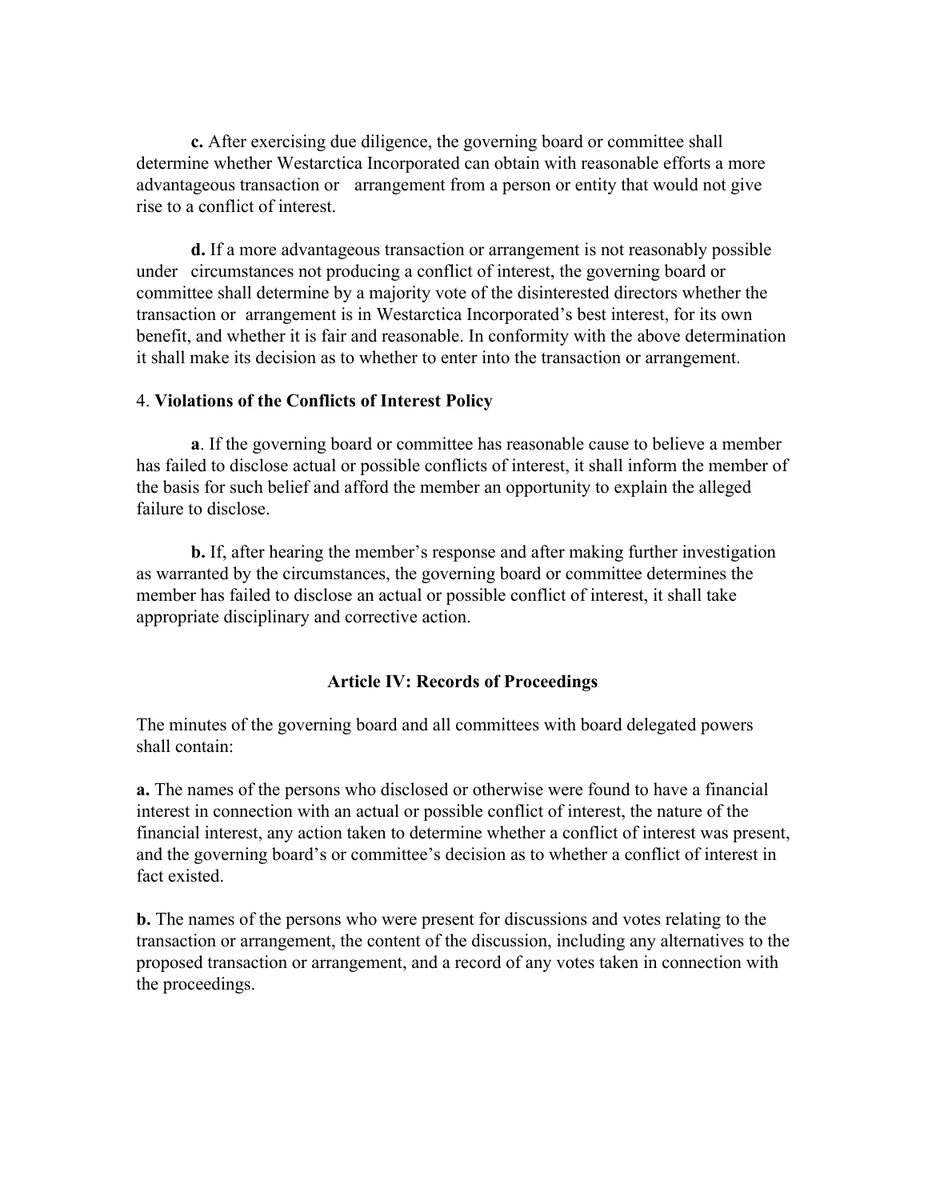**c.** After exercising due diligence, the governing board or committee shall determine whether Westarctica Incorporated can obtain with reasonable efforts a more advantageous transaction or arrangement from a person or entity that would not give rise to a conflict of interest.

**d.** If a more advantageous transaction or arrangement is not reasonably possible under circumstances not producing a conflict of interest, the governing board or committee shall determine by a majority vote of the disinterested directors whether the transaction or arrangement is in Westarctica Incorporated's best interest, for its own benefit, and whether it is fair and reasonable. In conformity with the above determination it shall make its decision as to whether to enter into the transaction or arrangement.

4. **Violations of the Conflicts of Interest Policy**

**a**. If the governing board or committee has reasonable cause to believe a member has failed to disclose actual or possible conflicts of interest, it shall inform the member of the basis for such belief and afford the member an opportunity to explain the alleged failure to disclose.

**b.** If, after hearing the member's response and after making further investigation as warranted by the circumstances, the governing board or committee determines the member has failed to disclose an actual or possible conflict of interest, it shall take appropriate disciplinary and corrective action.

## Article IV: Records of Proceedings

The minutes of the governing board and all committees with board delegated powers shall contain:

**a.** The names of the persons who disclosed or otherwise were found to have a financial interest in connection with an actual or possible conflict of interest, the nature of the financial interest, any action taken to determine whether a conflict of interest was present, and the governing board's or committee's decision as to whether a conflict of interest in fact existed.

**b.** The names of the persons who were present for discussions and votes relating to the transaction or arrangement, the content of the discussion, including any alternatives to the proposed transaction or arrangement, and a record of any votes taken in connection with the proceedings.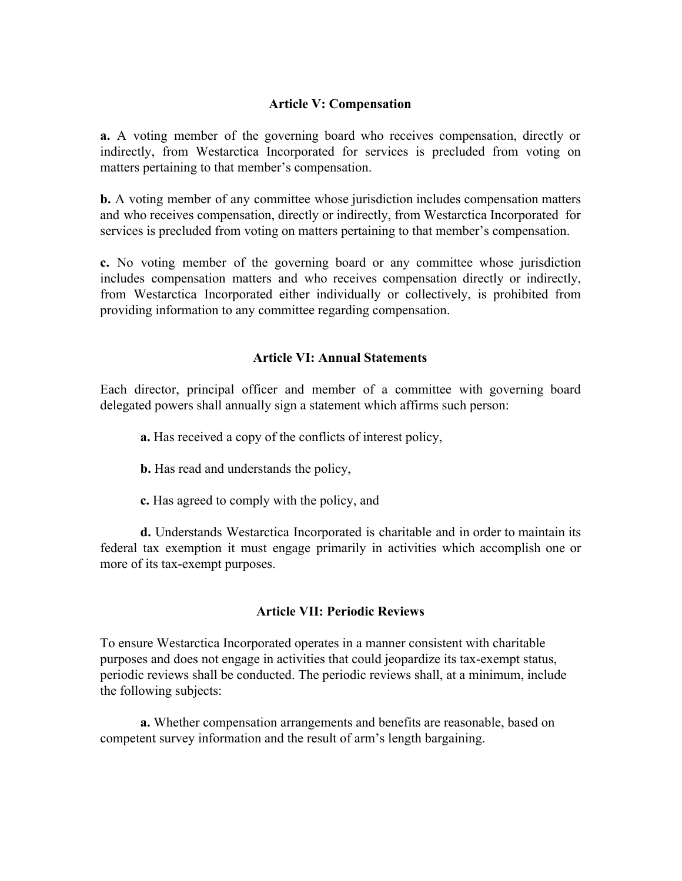## Article V: Compensation

**a.** A voting member of the governing board who receives compensation, directly or indirectly, from Westarctica Incorporated for services is precluded from voting on matters pertaining to that member's compensation.

**b.** A voting member of any committee whose jurisdiction includes compensation matters and who receives compensation, directly or indirectly, from Westarctica Incorporated for services is precluded from voting on matters pertaining to that member's compensation.

**c.** No voting member of the governing board or any committee whose jurisdiction includes compensation matters and who receives compensation directly or indirectly, from Westarctica Incorporated either individually or collectively, is prohibited from providing information to any committee regarding compensation.

## Article VI: Annual Statements

Each director, principal officer and member of a committee with governing board delegated powers shall annually sign a statement which affirms such person:

**a.** Has received a copy of the conflicts of interest policy,

**b.** Has read and understands the policy,

**c.** Has agreed to comply with the policy, and

**d.** Understands Westarctica Incorporated is charitable and in order to maintain its federal tax exemption it must engage primarily in activities which accomplish one or more of its tax-exempt purposes.

## Article VII: Periodic Reviews

To ensure Westarctica Incorporated operates in a manner consistent with charitable purposes and does not engage in activities that could jeopardize its tax-exempt status, periodic reviews shall be conducted. The periodic reviews shall, at a minimum, include the following subjects:

**a.** Whether compensation arrangements and benefits are reasonable, based on competent survey information and the result of arm's length bargaining.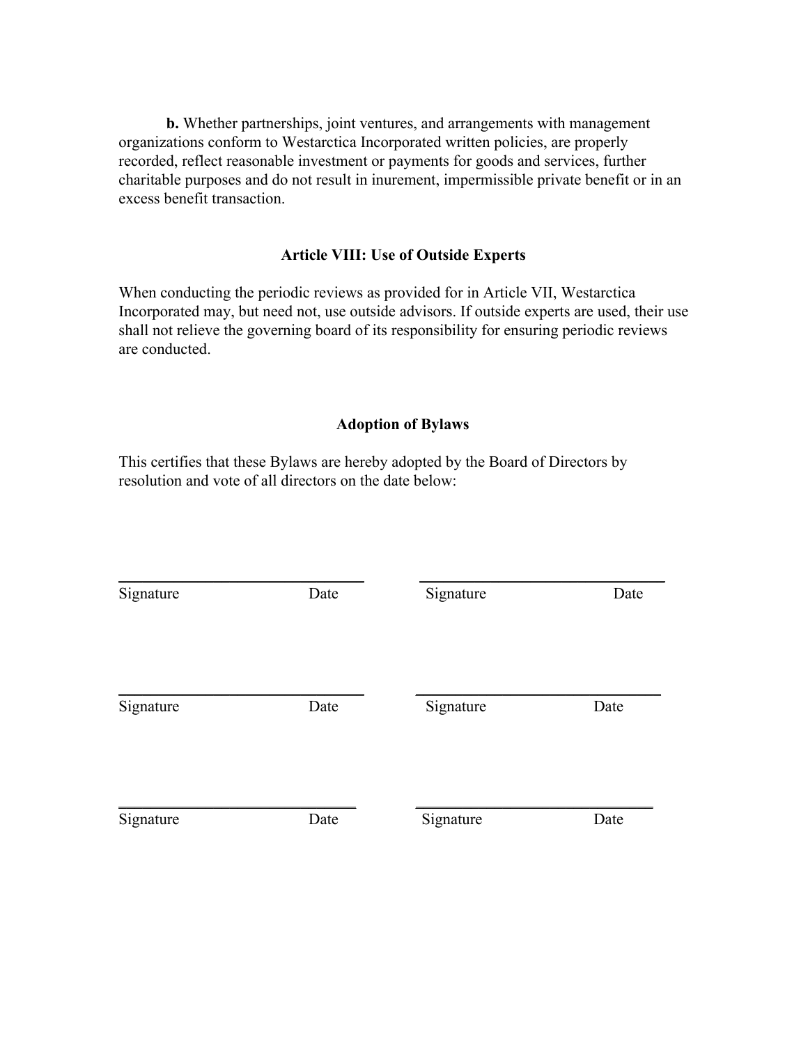**b.** Whether partnerships, joint ventures, and arrangements with management organizations conform to Westarctica Incorporated written policies, are properly recorded, reflect reasonable investment or payments for goods and services, further charitable purposes and do not result in inurement, impermissible private benefit or in an excess benefit transaction.

### Article VIII: Use of Outside Experts

When conducting the periodic reviews as provided for in Article VII, Westarctica Incorporated may, but need not, use outside advisors. If outside experts are used, their use shall not relieve the governing board of its responsibility for ensuring periodic reviews are conducted.

### Adoption of Bylaws

This certifies that these Bylaws are hereby adopted by the Board of Directors by resolution and vote of all directors on the date below:

| | |
|---|---|
| Signature Date | Signature Date |
| Signature Date | Signature Date |
| Signature Date | Signature Date |